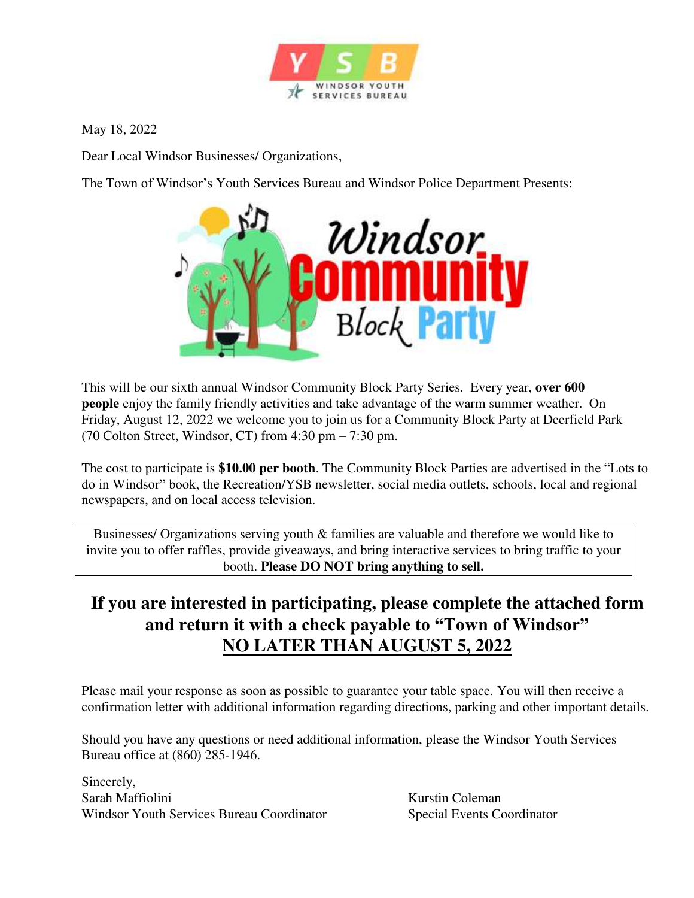May 18, 2022

Dear Local Windsor Businesses/ Organizations,

The Town of Windsor's Youth Services Bureau and Windsor Police Department Presents:

# Windsor Community Block Party

This will be our sixth annual Windsor Community Block Party Series. Every year, **over 600 people** enjoy the family friendly activities and take advantage of the warm summer weather. On Friday, August 12, 2022 we welcome you to join us for a Community Block Party at Deerfield Park (70 Colton Street, Windsor, CT) from 4:30 pm – 7:30 pm.

The cost to participate is **$10.00 per booth**. The Community Block Parties are advertised in the "Lots to do in Windsor" book, the Recreation/YSB newsletter, social media outlets, schools, local and regional newspapers, and on local access television.

> Businesses/ Organizations serving youth & families are valuable and therefore we would like to invite you to offer raffles, provide giveaways, and bring interactive services to bring traffic to your booth. **Please DO NOT bring anything to sell.**

## If you are interested in participating, please complete the attached form and return it with a check payable to "Town of Windsor" <u>NO LATER THAN AUGUST 5, 2022</u>

Please mail your response as soon as possible to guarantee your table space. You will then receive a confirmation letter with additional information regarding directions, parking and other important details.

Should you have any questions or need additional information, please the Windsor Youth Services Bureau office at (860) 285-1946.

Sincerely,

Sarah Maffiolini
Windsor Youth Services Bureau Coordinator

Kurstin Coleman
Special Events Coordinator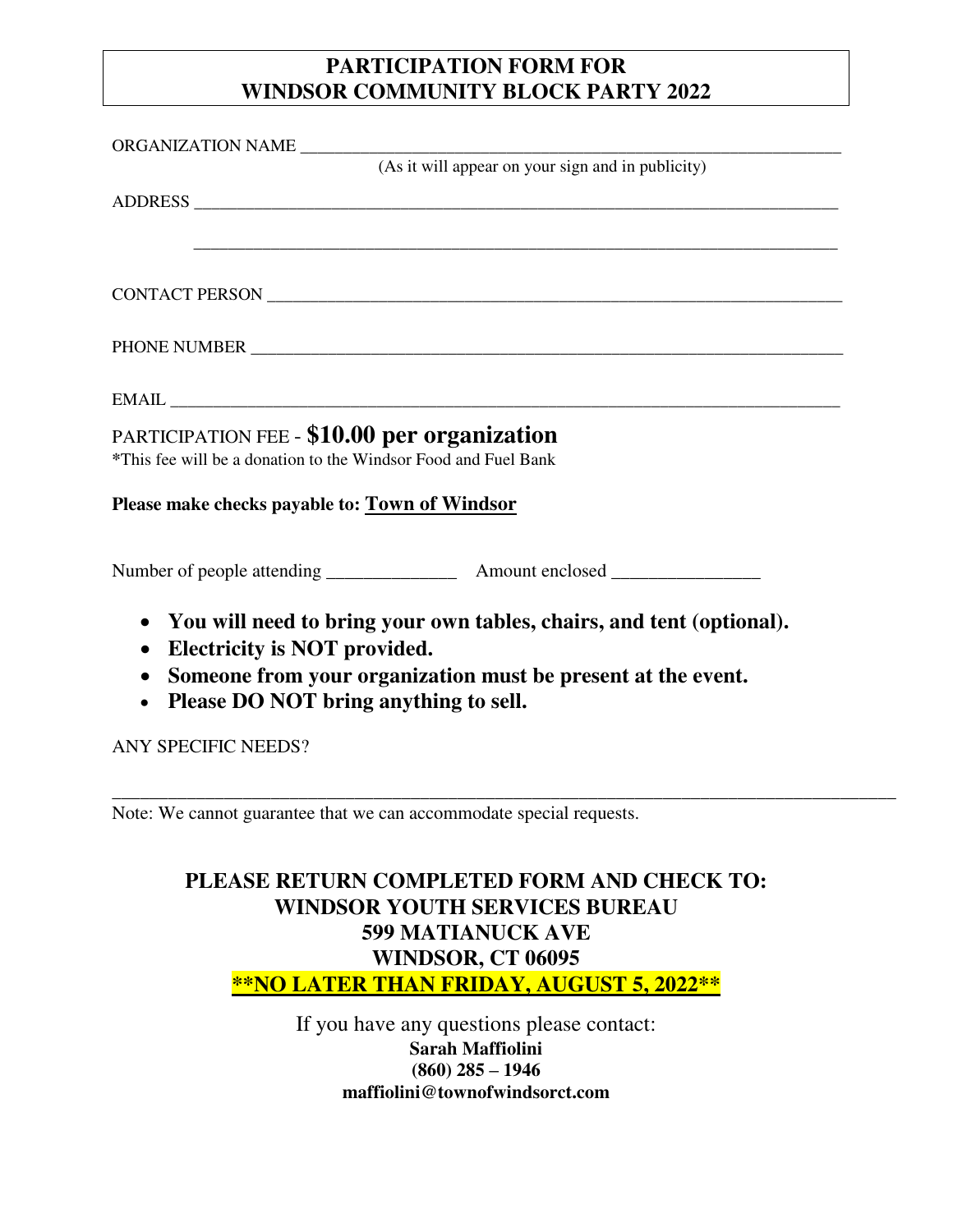# PARTICIPATION FORM FOR WINDSOR COMMUNITY BLOCK PARTY 2022

ORGANIZATION NAME ___________________________________________________________

(As it will appear on your sign and in publicity)

ADDRESS ___________________________________________________________________

___________________________________________________________________

CONTACT PERSON ____________________________________________________________

PHONE NUMBER ______________________________________________________________

EMAIL _____________________________________________________________________

PARTICIPATION FEE - **$10.00 per organization**

*This fee will be a donation to the Windsor Food and Fuel Bank

**Please make checks payable to: <u>Town of Windsor</u>**

Number of people attending ______________ Amount enclosed _______________

- **You will need to bring your own tables, chairs, and tent (optional).**
- **Electricity is NOT provided.**
- **Someone from your organization must be present at the event.**
- **Please DO NOT bring anything to sell.**

ANY SPECIFIC NEEDS?

_______________________________________________________________________________

Note: We cannot guarantee that we can accommodate special requests.

**PLEASE RETURN COMPLETED FORM AND CHECK TO:**
**WINDSOR YOUTH SERVICES BUREAU**
**599 MATIANUCK AVE**
**WINDSOR, CT 06095**
**<u>**NO LATER THAN FRIDAY, AUGUST 5, 2022**</u>**

If you have any questions please contact:
**Sarah Maffiolini**
**(860) 285 – 1946**
**maffiolini@townofwindsorct.com**